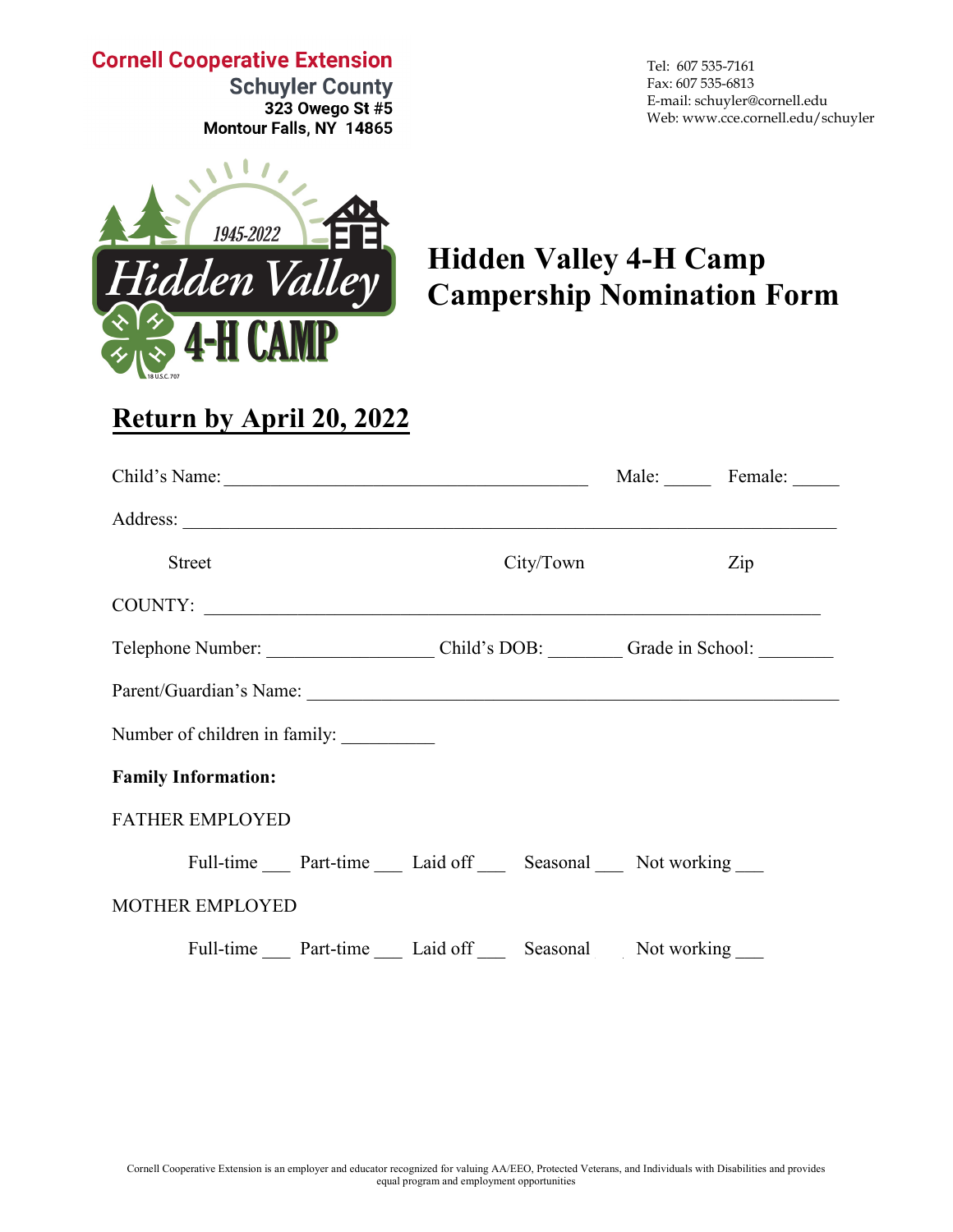**Cornell Cooperative Extension**
**Schuyler County**
**323 Owego St #5**
**Montour Falls, NY 14865**

Tel: 607 535-7161
Fax: 607 535-6813
E-mail: schuyler@cornell.edu
Web: www.cce.cornell.edu/schuyler

1945-2022
Hidden Valley
4-H CAMP

# Hidden Valley 4-H Camp Campership Nomination Form

## Return by April 20, 2022

Child's Name: ________________________________________ Male: _____ Female: _____

Address: ________________________________________________________________________

Street City/Town Zip

COUNTY: ____________________________________________________________________

Telephone Number: __________________ Child's DOB: ________ Grade in School: ________

Parent/Guardian's Name: ___________________________________________________________

Number of children in family: __________

**Family Information:**

FATHER EMPLOYED

Full-time ___ Part-time ___ Laid off ___ Seasonal ___ Not working ___

MOTHER EMPLOYED

Full-time ___ Part-time ___ Laid off ___ Seasonal Not working ___

Cornell Cooperative Extension is an employer and educator recognized for valuing AA/EEO, Protected Veterans, and Individuals with Disabilities and provides equal program and employment opportunities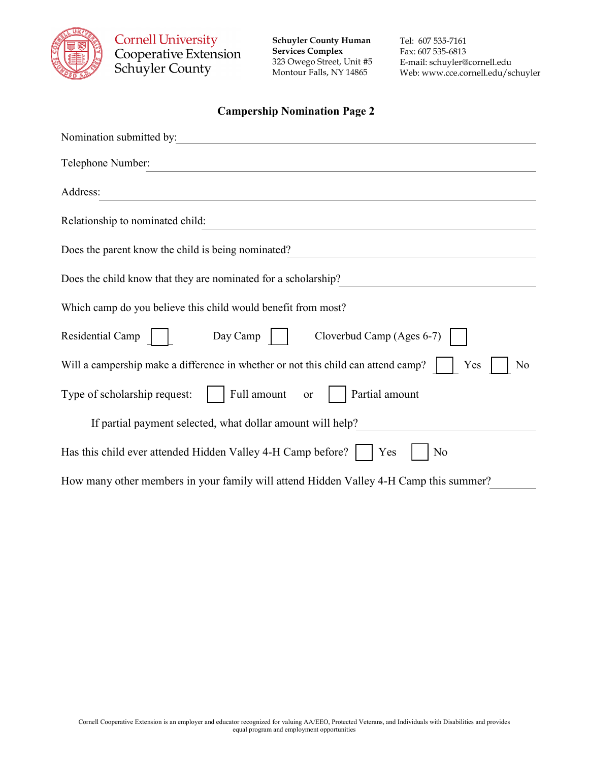Cornell University Cooperative Extension Schuyler County

**Schuyler County Human Services Complex**
323 Owego Street, Unit #5
Montour Falls, NY 14865

Tel: 607 535-7161
Fax: 607 535-6813
E-mail: schuyler@cornell.edu
Web: www.cce.cornell.edu/schuyler

## Campership Nomination Page 2

Nomination submitted by: ______________________________

Telephone Number: ______________________________

Address: ______________________________

Relationship to nominated child: ______________________________

Does the parent know the child is being nominated? ______________________________

Does the child know that they are nominated for a scholarship? ______________________________

Which camp do you believe this child would benefit from most?

Residential Camp ☐ Day Camp ☐ Cloverbud Camp (Ages 6-7) ☐

Will a campership make a difference in whether or not this child can attend camp? ☐ Yes ☐ No

Type of scholarship request: ☐ Full amount or ☐ Partial amount

If partial payment selected, what dollar amount will help? ______________________________

Has this child ever attended Hidden Valley 4-H Camp before? ☐ Yes ☐ No

How many other members in your family will attend Hidden Valley 4-H Camp this summer? __________

Cornell Cooperative Extension is an employer and educator recognized for valuing AA/EEO, Protected Veterans, and Individuals with Disabilities and provides equal program and employment opportunities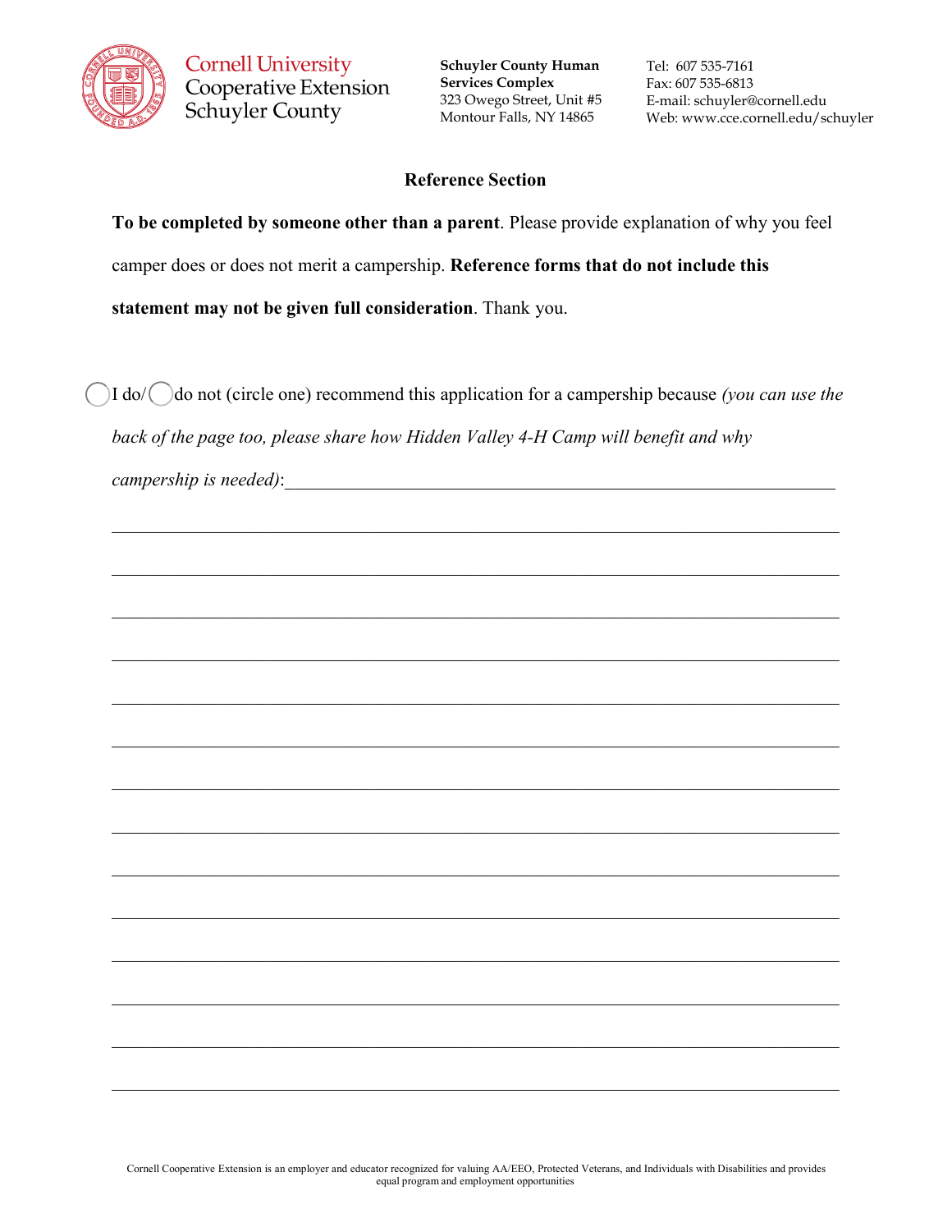Cornell University Cooperative Extension Schuyler County

**Schuyler County Human Services Complex**
323 Owego Street, Unit #5
Montour Falls, NY 14865

Tel: 607 535-7161
Fax: 607 535-6813
E-mail: schuyler@cornell.edu
Web: www.cce.cornell.edu/schuyler

## Reference Section

**To be completed by someone other than a parent**. Please provide explanation of why you feel camper does or does not merit a campership. **Reference forms that do not include this statement may not be given full consideration**. Thank you.

◯ I do/ ◯ do not (circle one) recommend this application for a campership because *(you can use the back of the page too, please share how Hidden Valley 4-H Camp will benefit and why campership is needed)*:____________________________________________________________

________________________________________________________________________________

________________________________________________________________________________

________________________________________________________________________________

________________________________________________________________________________

________________________________________________________________________________

________________________________________________________________________________

________________________________________________________________________________

________________________________________________________________________________

________________________________________________________________________________

________________________________________________________________________________

________________________________________________________________________________

________________________________________________________________________________

________________________________________________________________________________

________________________________________________________________________________

Cornell Cooperative Extension is an employer and educator recognized for valuing AA/EEO, Protected Veterans, and Individuals with Disabilities and provides equal program and employment opportunities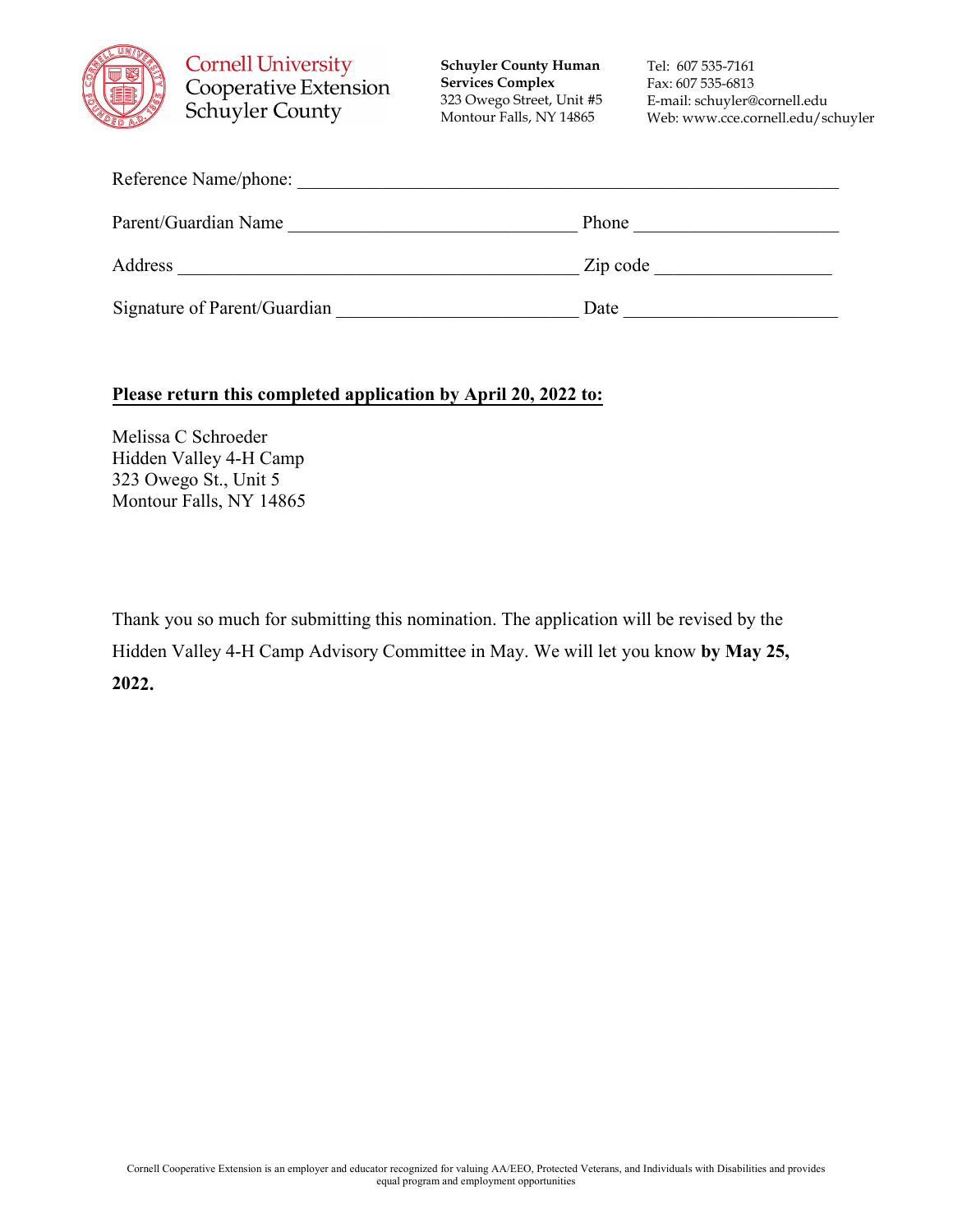Cornell University
Cooperative Extension
Schuyler County

**Schuyler County Human Services Complex**
323 Owego Street, Unit #5
Montour Falls, NY 14865

Tel: 607 535-7161
Fax: 607 535-6813
E-mail: schuyler@cornell.edu
Web: www.cce.cornell.edu/schuyler

Reference Name/phone: ___________________________________________________________

Parent/Guardian Name ________________________________ Phone ______________________

Address ____________________________________________ Zip code ___________________

Signature of Parent/Guardian __________________________ Date _______________________

**Please return this completed application by April 20, 2022 to:**

Melissa C Schroeder
Hidden Valley 4-H Camp
323 Owego St., Unit 5
Montour Falls, NY 14865

Thank you so much for submitting this nomination. The application will be revised by the Hidden Valley 4-H Camp Advisory Committee in May. We will let you know **by May 25, 2022.**

Cornell Cooperative Extension is an employer and educator recognized for valuing AA/EEO, Protected Veterans, and Individuals with Disabilities and provides equal program and employment opportunities